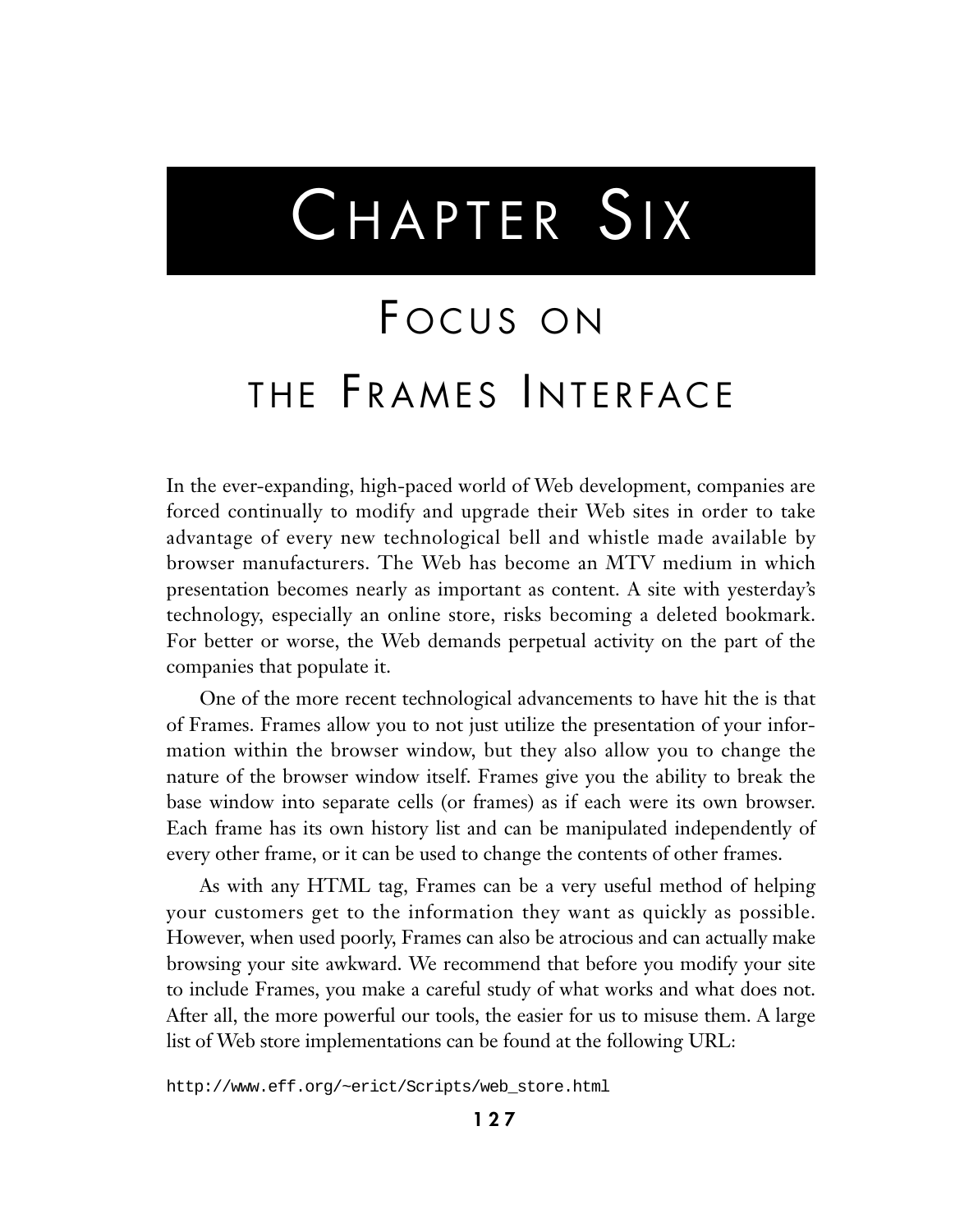# Chapter Six

## Focus on the Frames Interface

In the ever-expanding, high-paced world of Web development, companies are forced continually to modify and upgrade their Web sites in order to take advantage of every new technological bell and whistle made available by browser manufacturers. The Web has become an MTV medium in which presentation becomes nearly as important as content. A site with yesterday's technology, especially an online store, risks becoming a deleted bookmark. For better or worse, the Web demands perpetual activity on the part of the companies that populate it.

One of the more recent technological advancements to have hit the is that of Frames. Frames allow you to not just utilize the presentation of your information within the browser window, but they also allow you to change the nature of the browser window itself. Frames give you the ability to break the base window into separate cells (or frames) as if each were its own browser. Each frame has its own history list and can be manipulated independently of every other frame, or it can be used to change the contents of other frames.

As with any HTML tag, Frames can be a very useful method of helping your customers get to the information they want as quickly as possible. However, when used poorly, Frames can also be atrocious and can actually make browsing your site awkward. We recommend that before you modify your site to include Frames, you make a careful study of what works and what does not. After all, the more powerful our tools, the easier for us to misuse them. A large list of Web store implementations can be found at the following URL:

```
http://www.eff.org/~erict/Scripts/web_store.html
```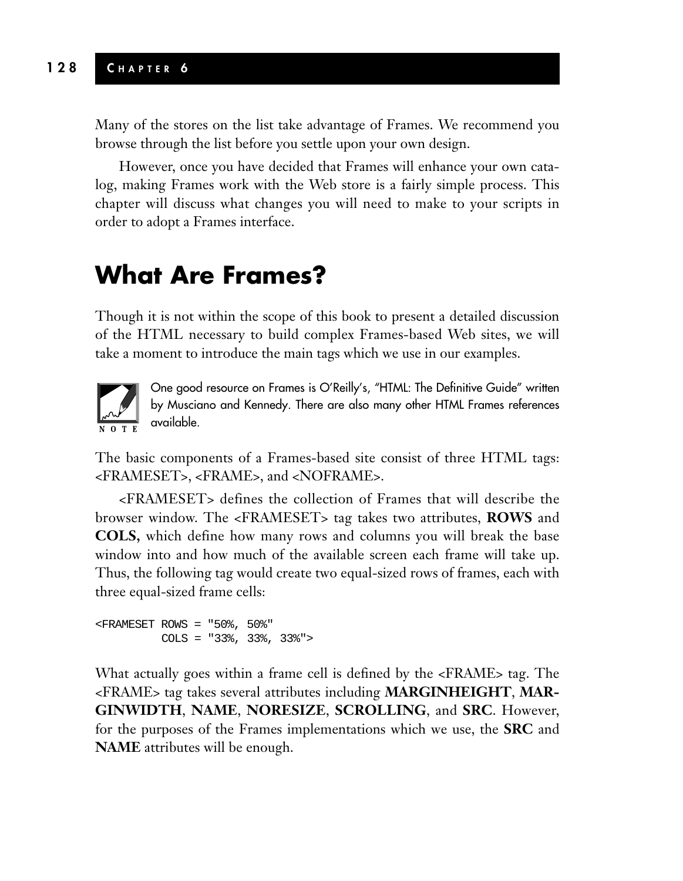Many of the stores on the list take advantage of Frames. We recommend you browse through the list before you settle upon your own design.

However, once you have decided that Frames will enhance your own catalog, making Frames work with the Web store is a fairly simple process. This chapter will discuss what changes you will need to make to your scripts in order to adopt a Frames interface.

## What Are Frames?

Though it is not within the scope of this book to present a detailed discussion of the HTML necessary to build complex Frames-based Web sites, we will take a moment to introduce the main tags which we use in our examples.

> **NOTE:** One good resource on Frames is O'Reilly's, "HTML: The Definitive Guide" written by Musciano and Kennedy. There are also many other HTML Frames references available.

The basic components of a Frames-based site consist of three HTML tags: <FRAMESET>, <FRAME>, and <NOFRAME>.

<FRAMESET> defines the collection of Frames that will describe the browser window. The <FRAMESET> tag takes two attributes, **ROWS** and **COLS,** which define how many rows and columns you will break the base window into and how much of the available screen each frame will take up. Thus, the following tag would create two equal-sized rows of frames, each with three equal-sized frame cells:

```
<FRAMESET ROWS = "50%, 50%"
          COLS = "33%, 33%, 33%">
```

What actually goes within a frame cell is defined by the <FRAME> tag. The <FRAME> tag takes several attributes including **MARGINHEIGHT**, **MARGINWIDTH**, **NAME**, **NORESIZE**, **SCROLLING**, and **SRC**. However, for the purposes of the Frames implementations which we use, the **SRC** and **NAME** attributes will be enough.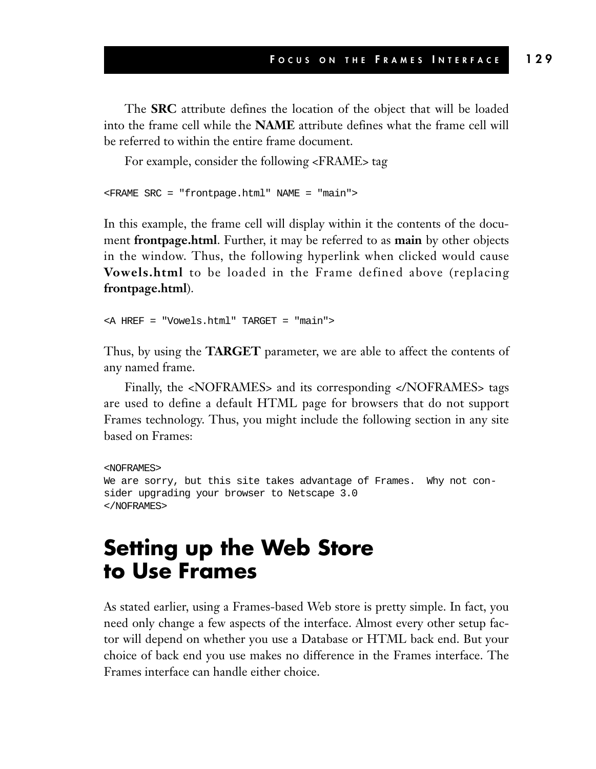The **SRC** attribute defines the location of the object that will be loaded into the frame cell while the **NAME** attribute defines what the frame cell will be referred to within the entire frame document.

For example, consider the following <FRAME> tag

```
<FRAME SRC = "frontpage.html" NAME = "main">
```

In this example, the frame cell will display within it the contents of the document **frontpage.html**. Further, it may be referred to as **main** by other objects in the window. Thus, the following hyperlink when clicked would cause **Vowels.html** to be loaded in the Frame defined above (replacing **frontpage.html**).

```
<A HREF = "Vowels.html" TARGET = "main">
```

Thus, by using the **TARGET** parameter, we are able to affect the contents of any named frame.

Finally, the <NOFRAMES> and its corresponding </NOFRAMES> tags are used to define a default HTML page for browsers that do not support Frames technology. Thus, you might include the following section in any site based on Frames:

```
<NOFRAMES>
We are sorry, but this site takes advantage of Frames.  Why not con-
sider upgrading your browser to Netscape 3.0
</NOFRAMES>
```

## Setting up the Web Store to Use Frames

As stated earlier, using a Frames-based Web store is pretty simple. In fact, you need only change a few aspects of the interface. Almost every other setup factor will depend on whether you use a Database or HTML back end. But your choice of back end you use makes no difference in the Frames interface. The Frames interface can handle either choice.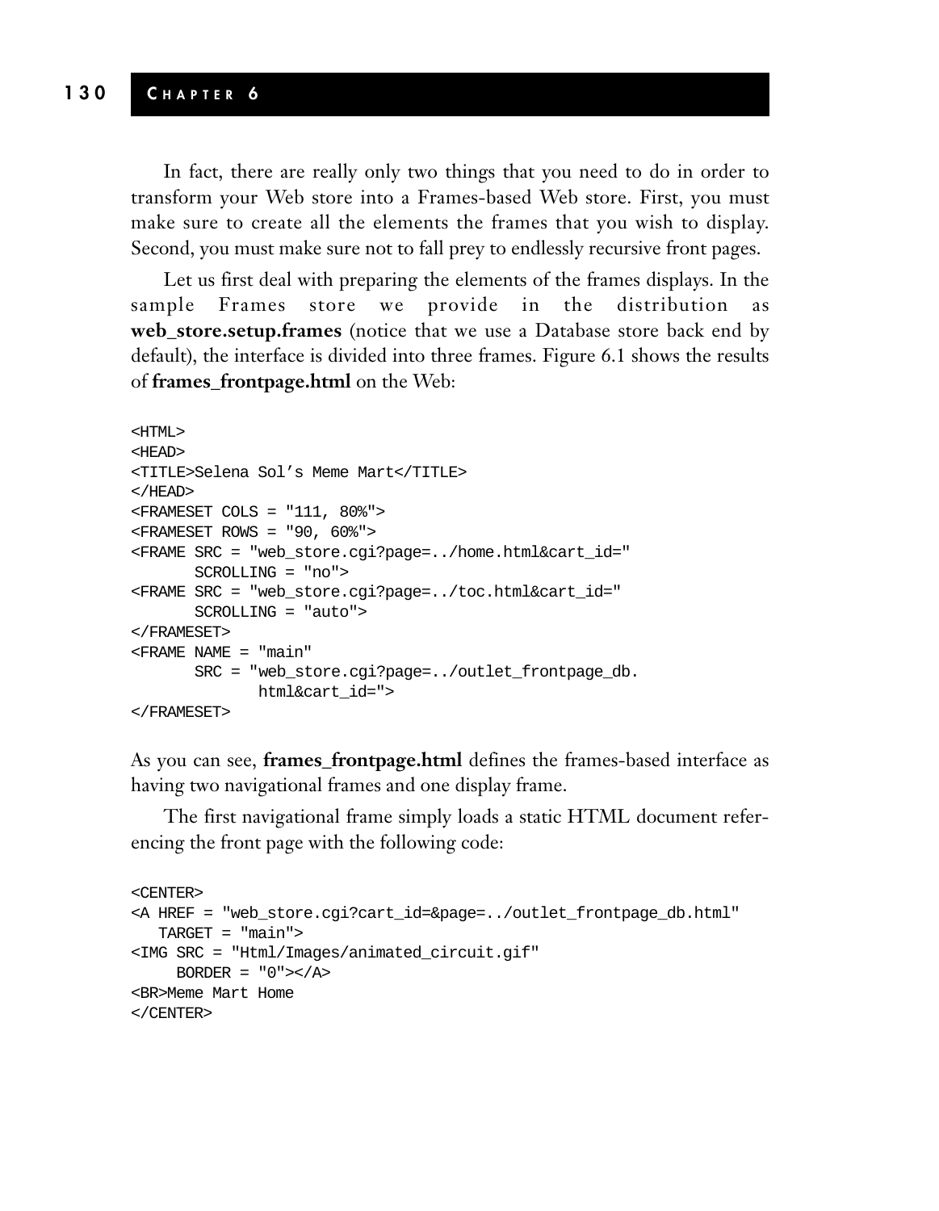In fact, there are really only two things that you need to do in order to transform your Web store into a Frames-based Web store. First, you must make sure to create all the elements the frames that you wish to display. Second, you must make sure not to fall prey to endlessly recursive front pages.

Let us first deal with preparing the elements of the frames displays. In the sample Frames store we provide in the distribution as **web_store.setup.frames** (notice that we use a Database store back end by default), the interface is divided into three frames. Figure 6.1 shows the results of **frames_frontpage.html** on the Web:

```
<HTML>
<HEAD>
<TITLE>Selena Sol's Meme Mart</TITLE>
</HEAD>
<FRAMESET COLS = "111, 80%">
<FRAMESET ROWS = "90, 60%">
<FRAME SRC = "web_store.cgi?page=../home.html&cart_id="
       SCROLLING = "no">
<FRAME SRC = "web_store.cgi?page=../toc.html&cart_id="
       SCROLLING = "auto">
</FRAMESET>
<FRAME NAME = "main"
       SRC = "web_store.cgi?page=../outlet_frontpage_db.
              html&cart_id=">
</FRAMESET>
```

As you can see, **frames_frontpage.html** defines the frames-based interface as having two navigational frames and one display frame.

The first navigational frame simply loads a static HTML document referencing the front page with the following code:

```
<CENTER>
<A HREF = "web_store.cgi?cart_id=&page=../outlet_frontpage_db.html"
   TARGET = "main">
<IMG SRC = "Html/Images/animated_circuit.gif"
     BORDER = "0"></A>
<BR>Meme Mart Home
</CENTER>
```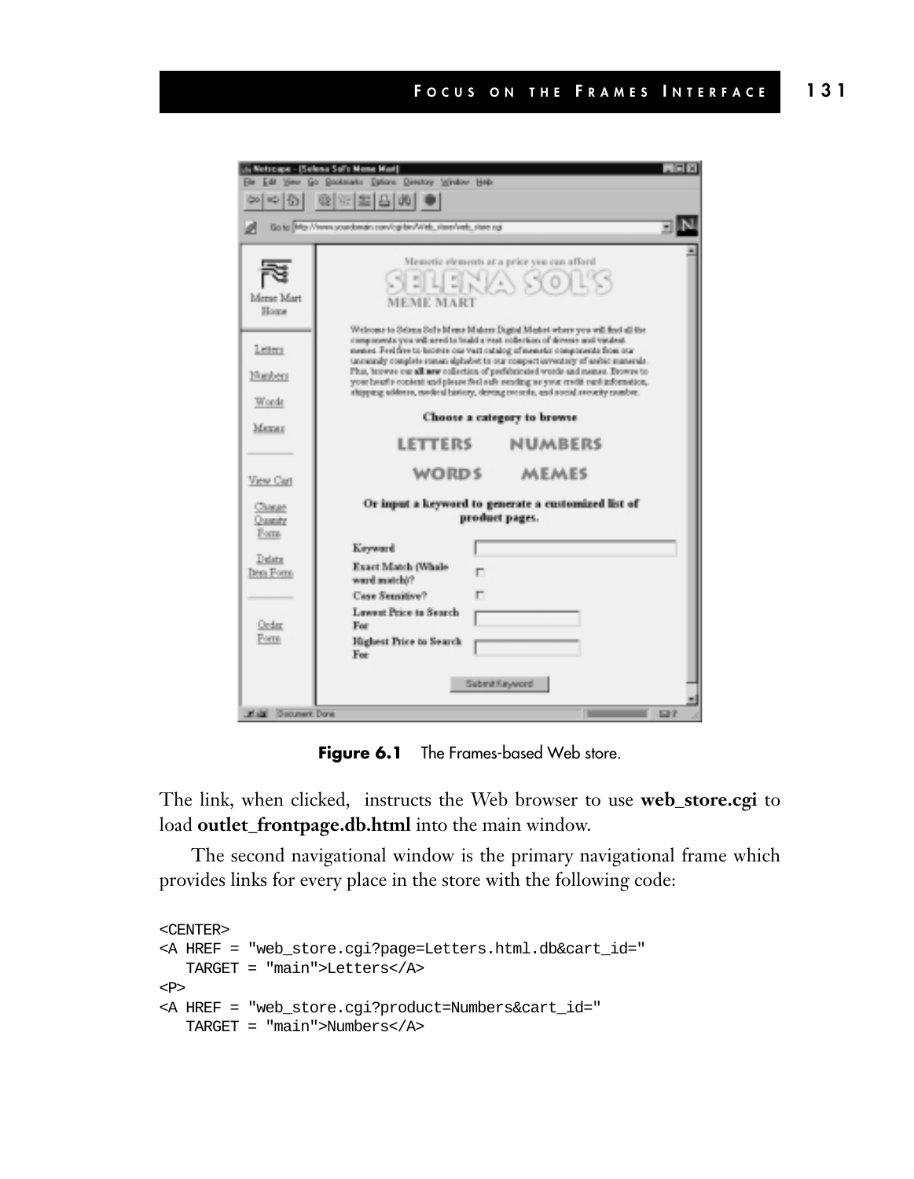Figure 6.1 The Frames-based Web store.

The link, when clicked, instructs the Web browser to use **web_store.cgi** to load **outlet_frontpage.db.html** into the main window.

The second navigational window is the primary navigational frame which provides links for every place in the store with the following code:

```
<CENTER>
<A HREF = "web_store.cgi?page=Letters.html.db&cart_id="
   TARGET = "main">Letters</A>
<P>
<A HREF = "web_store.cgi?product=Numbers&cart_id="
   TARGET = "main">Numbers</A>
```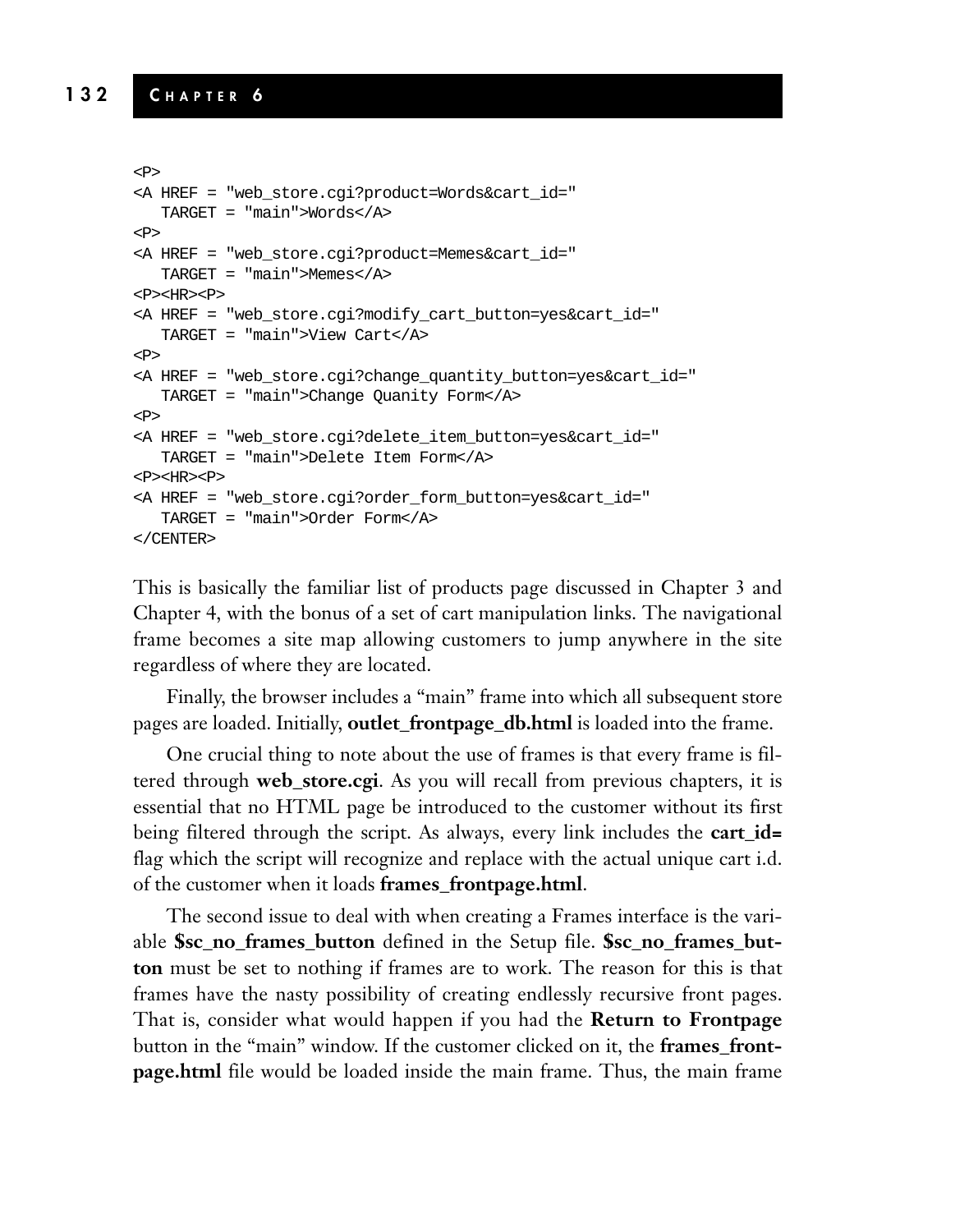```
<P>
<A HREF = "web_store.cgi?product=Words&cart_id="
   TARGET = "main">Words</A>
<P>
<A HREF = "web_store.cgi?product=Memes&cart_id="
   TARGET = "main">Memes</A>
<P><HR><P>
<A HREF = "web_store.cgi?modify_cart_button=yes&cart_id="
   TARGET = "main">View Cart</A>
<P>
<A HREF = "web_store.cgi?change_quantity_button=yes&cart_id="
   TARGET = "main">Change Quanity Form</A>
<P>
<A HREF = "web_store.cgi?delete_item_button=yes&cart_id="
   TARGET = "main">Delete Item Form</A>
<P><HR><P>
<A HREF = "web_store.cgi?order_form_button=yes&cart_id="
   TARGET = "main">Order Form</A>
</CENTER>
```

This is basically the familiar list of products page discussed in Chapter 3 and Chapter 4, with the bonus of a set of cart manipulation links. The navigational frame becomes a site map allowing customers to jump anywhere in the site regardless of where they are located.

Finally, the browser includes a "main" frame into which all subsequent store pages are loaded. Initially, **outlet_frontpage_db.html** is loaded into the frame.

One crucial thing to note about the use of frames is that every frame is filtered through **web_store.cgi**. As you will recall from previous chapters, it is essential that no HTML page be introduced to the customer without its first being filtered through the script. As always, every link includes the **cart_id=** flag which the script will recognize and replace with the actual unique cart i.d. of the customer when it loads **frames_frontpage.html**.

The second issue to deal with when creating a Frames interface is the variable **$sc_no_frames_button** defined in the Setup file. **$sc_no_frames_button** must be set to nothing if frames are to work. The reason for this is that frames have the nasty possibility of creating endlessly recursive front pages. That is, consider what would happen if you had the **Return to Frontpage** button in the "main" window. If the customer clicked on it, the **frames_frontpage.html** file would be loaded inside the main frame. Thus, the main frame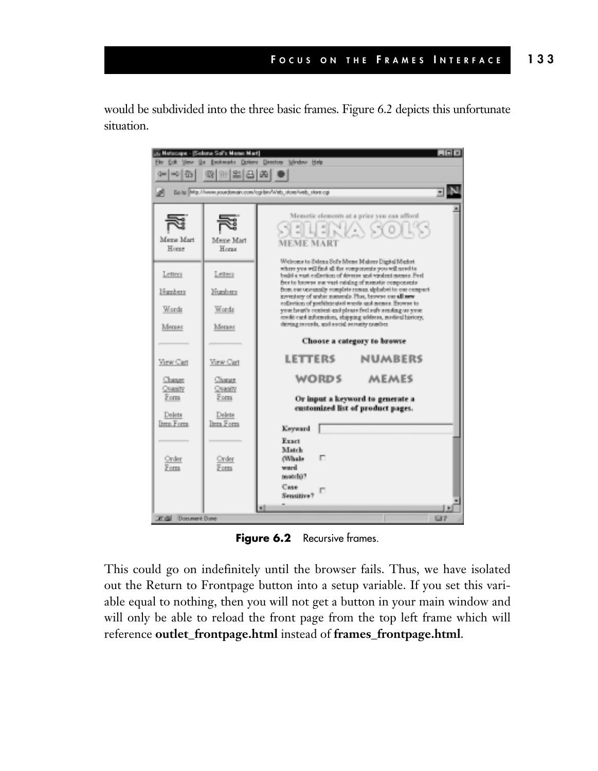would be subdivided into the three basic frames. Figure 6.2 depicts this unfortunate situation.

**Figure 6.2** Recursive frames.

This could go on indefinitely until the browser fails. Thus, we have isolated out the Return to Frontpage button into a setup variable. If you set this variable equal to nothing, then you will not get a button in your main window and will only be able to reload the front page from the top left frame which will reference **outlet_frontpage.html** instead of **frames_frontpage.html**.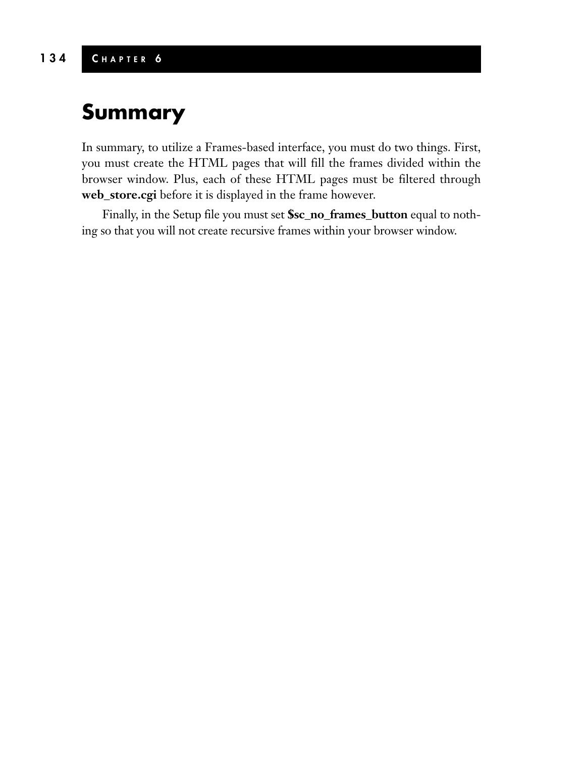## Summary

In summary, to utilize a Frames-based interface, you must do two things. First, you must create the HTML pages that will fill the frames divided within the browser window. Plus, each of these HTML pages must be filtered through **web_store.cgi** before it is displayed in the frame however.

Finally, in the Setup file you must set **$sc_no_frames_button** equal to nothing so that you will not create recursive frames within your browser window.